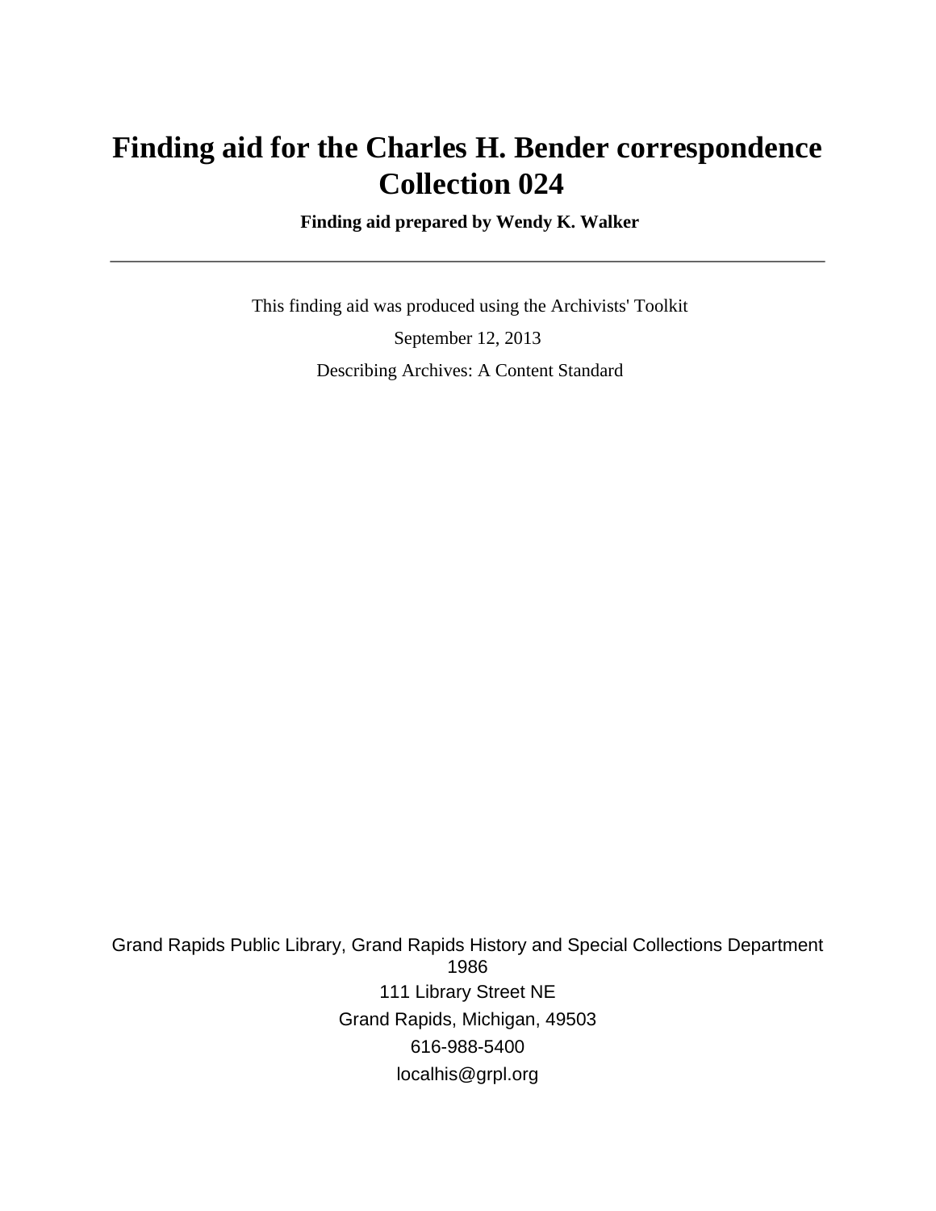# Finding aid for the Charles H. Bender correspondence
# Collection 024

**Finding aid prepared by Wendy K. Walker**

---

This finding aid was produced using the Archivists' Toolkit

September 12, 2013

Describing Archives: A Content Standard

Grand Rapids Public Library, Grand Rapids History and Special Collections Department
1986

111 Library Street NE

Grand Rapids, Michigan, 49503

616-988-5400

localhis@grpl.org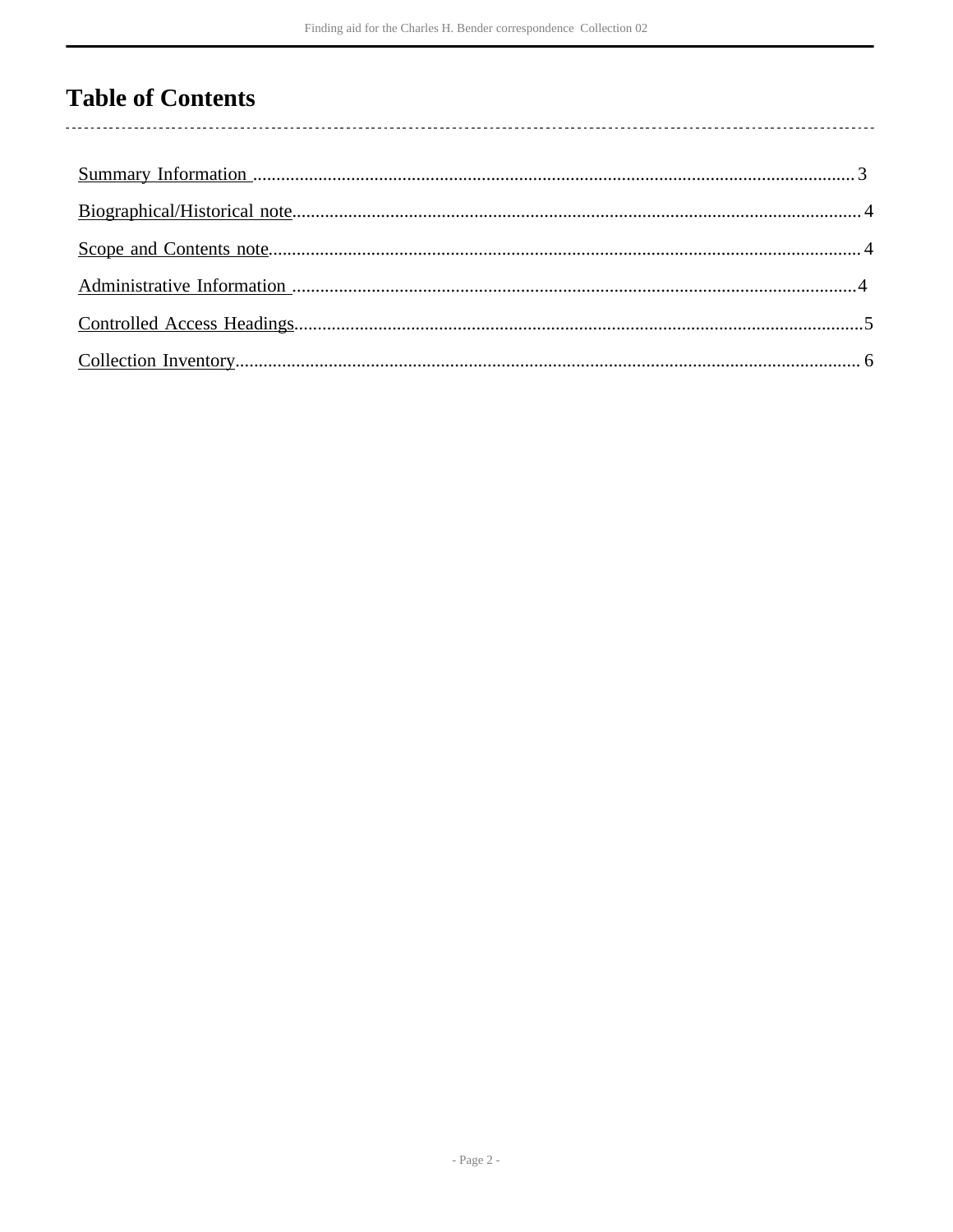# Table of Contents

Summary Information .......... 3

Biographical/Historical note .......... 4

Scope and Contents note .......... 4

Administrative Information .......... 4

Controlled Access Headings .......... 5

Collection Inventory .......... 6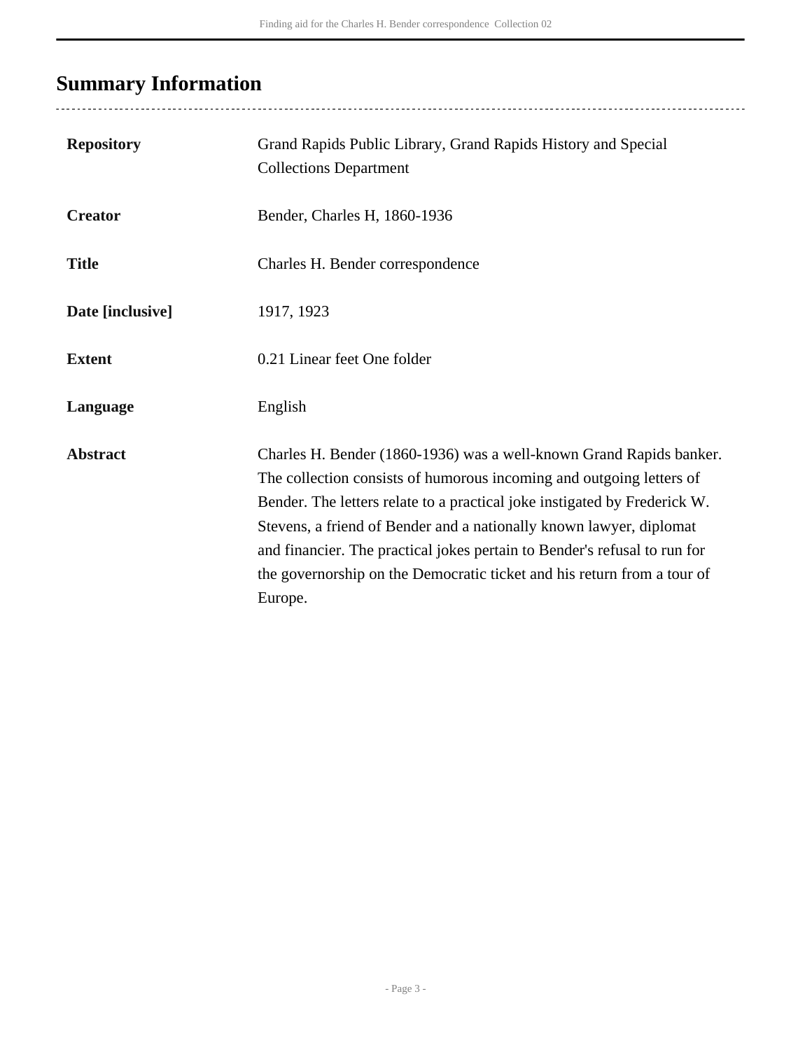## Summary Information

| | |
|---|---|
| **Repository** | Grand Rapids Public Library, Grand Rapids History and Special Collections Department |
| **Creator** | Bender, Charles H, 1860-1936 |
| **Title** | Charles H. Bender correspondence |
| **Date [inclusive]** | 1917, 1923 |
| **Extent** | 0.21 Linear feet One folder |
| **Language** | English |
| **Abstract** | Charles H. Bender (1860-1936) was a well-known Grand Rapids banker. The collection consists of humorous incoming and outgoing letters of Bender. The letters relate to a practical joke instigated by Frederick W. Stevens, a friend of Bender and a nationally known lawyer, diplomat and financier. The practical jokes pertain to Bender's refusal to run for the governorship on the Democratic ticket and his return from a tour of Europe. |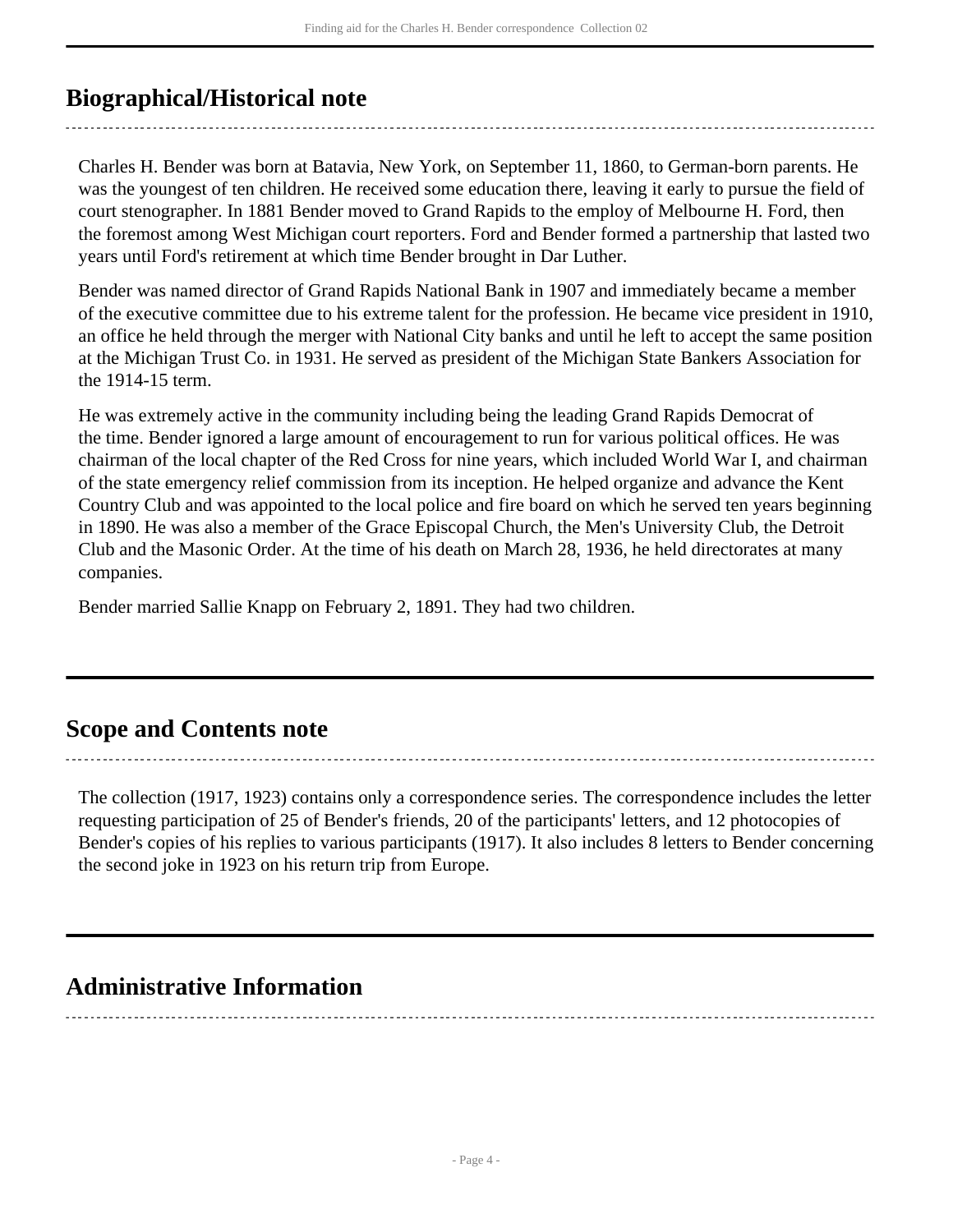## Biographical/Historical note

Charles H. Bender was born at Batavia, New York, on September 11, 1860, to German-born parents. He was the youngest of ten children. He received some education there, leaving it early to pursue the field of court stenographer. In 1881 Bender moved to Grand Rapids to the employ of Melbourne H. Ford, then the foremost among West Michigan court reporters. Ford and Bender formed a partnership that lasted two years until Ford's retirement at which time Bender brought in Dar Luther.

Bender was named director of Grand Rapids National Bank in 1907 and immediately became a member of the executive committee due to his extreme talent for the profession. He became vice president in 1910, an office he held through the merger with National City banks and until he left to accept the same position at the Michigan Trust Co. in 1931. He served as president of the Michigan State Bankers Association for the 1914-15 term.

He was extremely active in the community including being the leading Grand Rapids Democrat of the time. Bender ignored a large amount of encouragement to run for various political offices. He was chairman of the local chapter of the Red Cross for nine years, which included World War I, and chairman of the state emergency relief commission from its inception. He helped organize and advance the Kent Country Club and was appointed to the local police and fire board on which he served ten years beginning in 1890. He was also a member of the Grace Episcopal Church, the Men's University Club, the Detroit Club and the Masonic Order. At the time of his death on March 28, 1936, he held directorates at many companies.

Bender married Sallie Knapp on February 2, 1891. They had two children.

## Scope and Contents note

The collection (1917, 1923) contains only a correspondence series. The correspondence includes the letter requesting participation of 25 of Bender's friends, 20 of the participants' letters, and 12 photocopies of Bender's copies of his replies to various participants (1917). It also includes 8 letters to Bender concerning the second joke in 1923 on his return trip from Europe.

## Administrative Information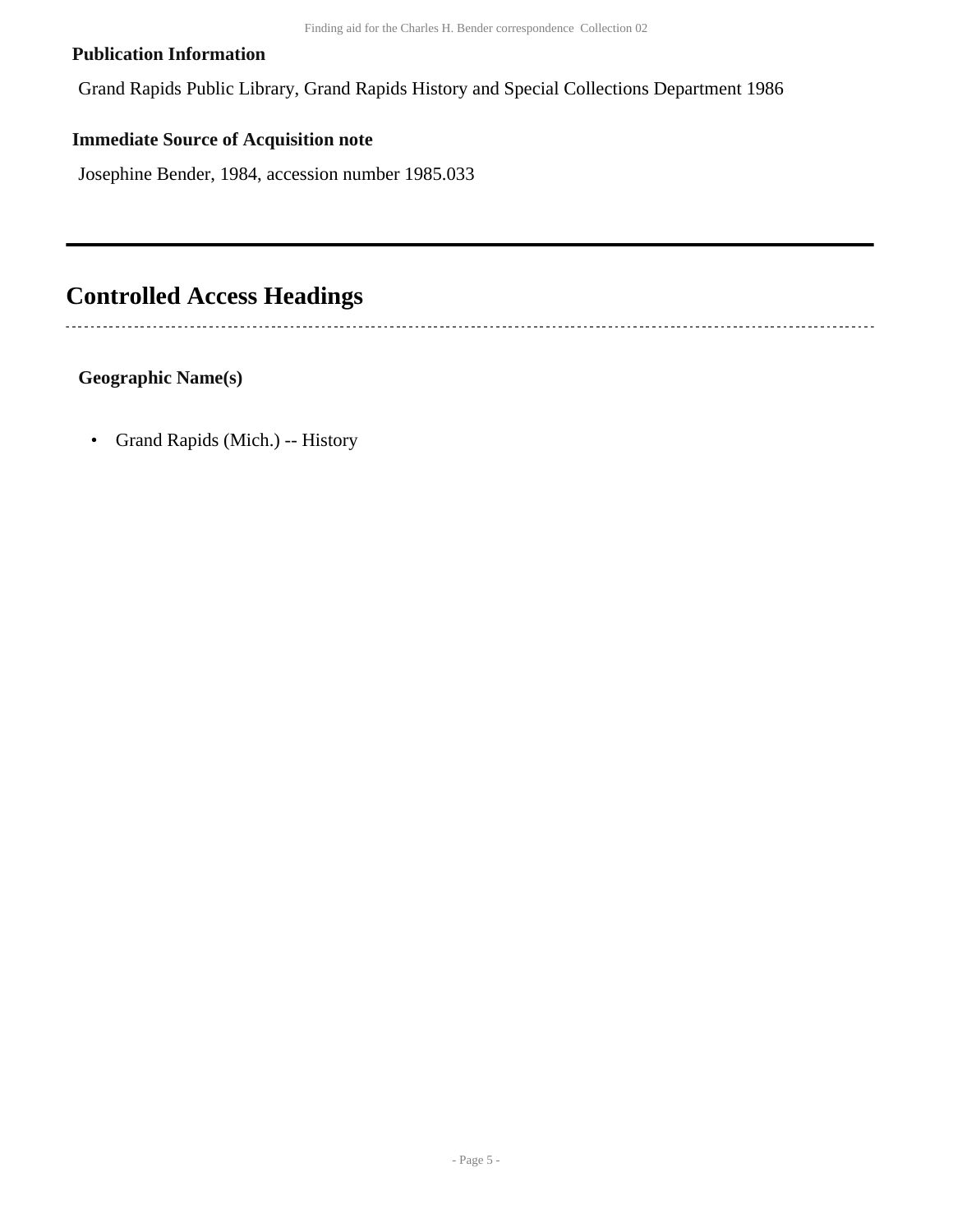**Publication Information**

Grand Rapids Public Library, Grand Rapids History and Special Collections Department 1986

**Immediate Source of Acquisition note**

Josephine Bender, 1984, accession number 1985.033

---

## Controlled Access Headings

**Geographic Name(s)**

- Grand Rapids (Mich.) -- History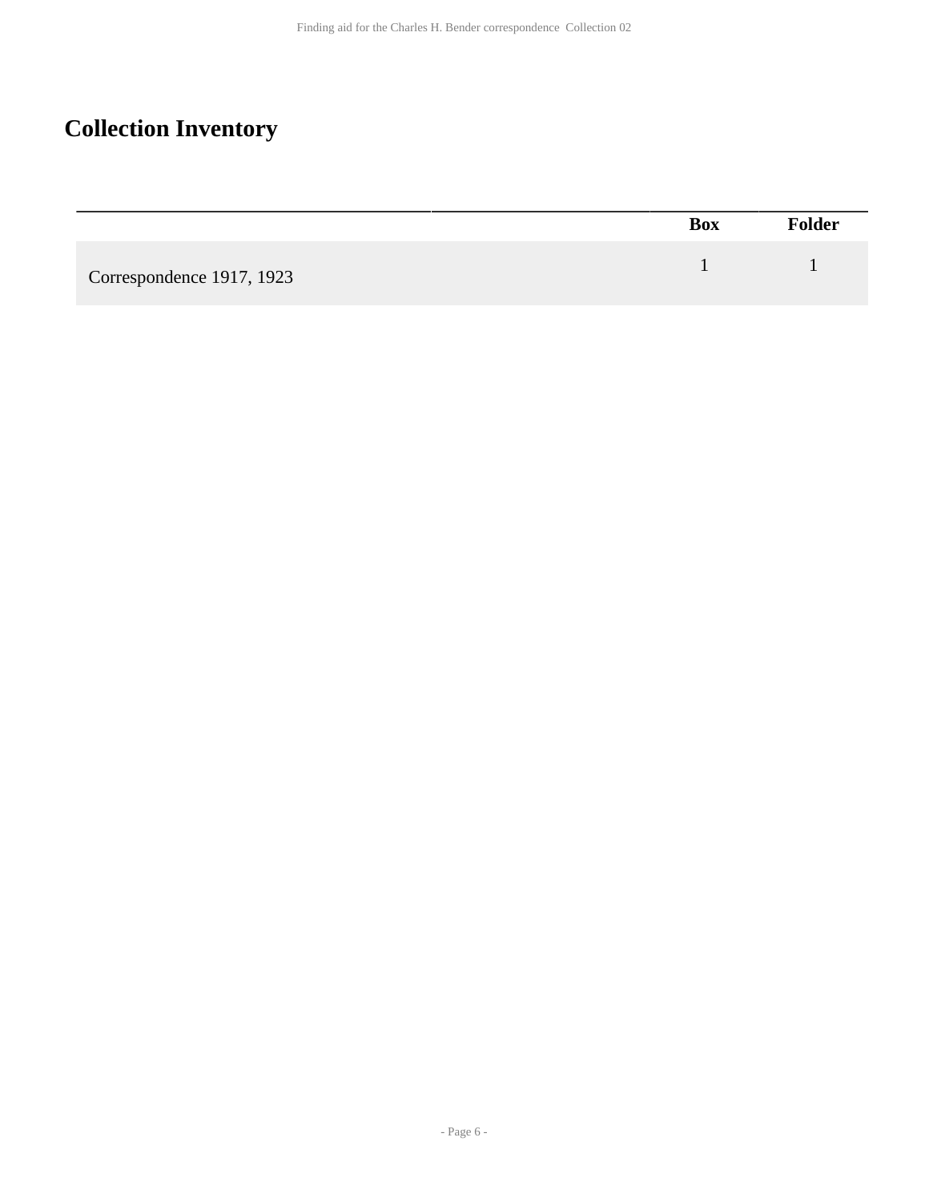## Collection Inventory

| | Box | Folder |
|---|---|---|
| Correspondence 1917, 1923 | 1 | 1 |